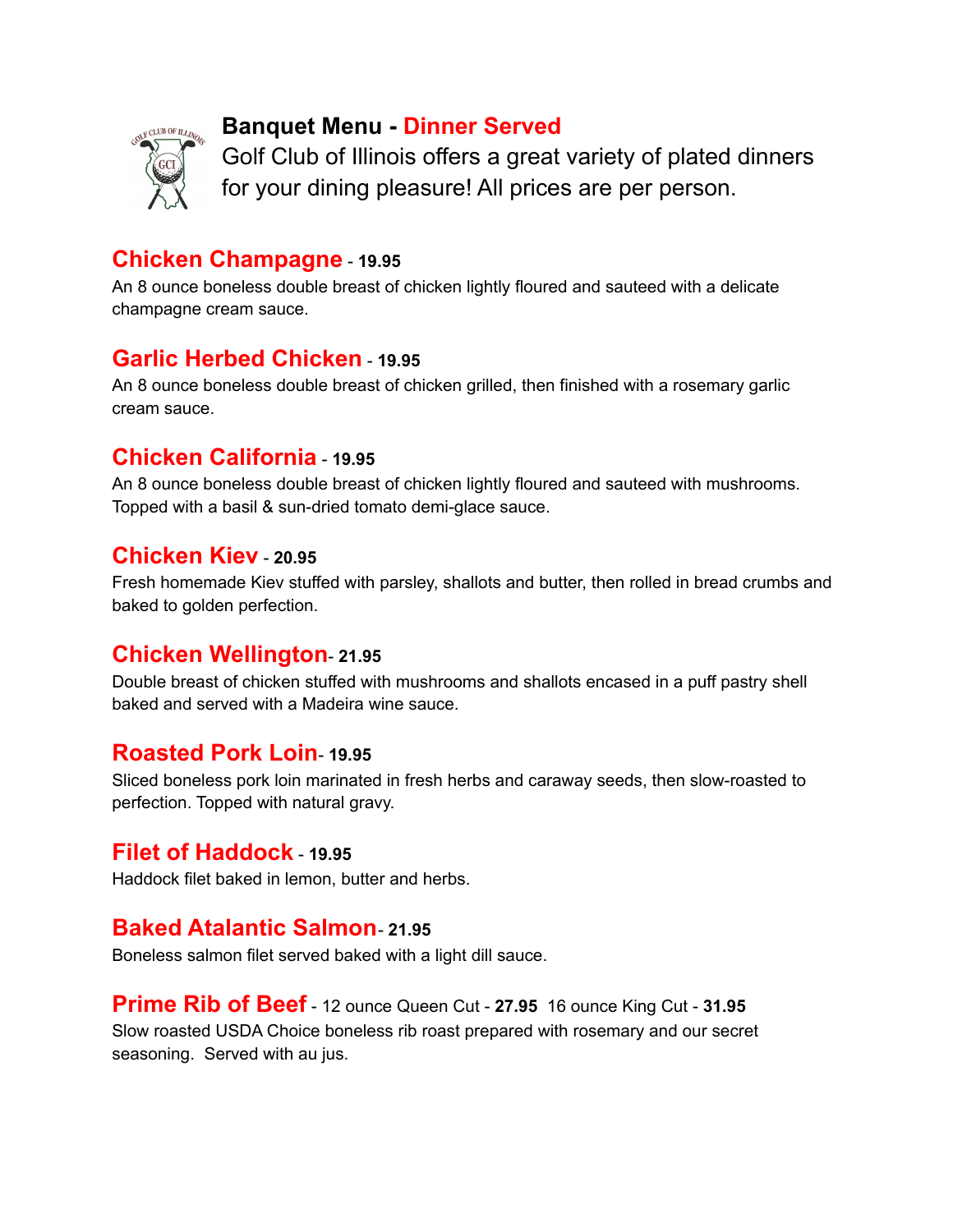# Banquet Menu - Dinner Served

Golf Club of Illinois offers a great variety of plated dinners for your dining pleasure! All prices are per person.

## Chicken Champagne - **19.95**

An 8 ounce boneless double breast of chicken lightly floured and sauteed with a delicate champagne cream sauce.

## Garlic Herbed Chicken - **19.95**

An 8 ounce boneless double breast of chicken grilled, then finished with a rosemary garlic cream sauce.

## Chicken California - **19.95**

An 8 ounce boneless double breast of chicken lightly floured and sauteed with mushrooms. Topped with a basil & sun-dried tomato demi-glace sauce.

## Chicken Kiev - **20.95**

Fresh homemade Kiev stuffed with parsley, shallots and butter, then rolled in bread crumbs and baked to golden perfection.

## Chicken Wellington- **21.95**

Double breast of chicken stuffed with mushrooms and shallots encased in a puff pastry shell baked and served with a Madeira wine sauce.

## Roasted Pork Loin- **19.95**

Sliced boneless pork loin marinated in fresh herbs and caraway seeds, then slow-roasted to perfection. Topped with natural gravy.

## Filet of Haddock - **19.95**

Haddock filet baked in lemon, butter and herbs.

## Baked Atalantic Salmon- **21.95**

Boneless salmon filet served baked with a light dill sauce.

## Prime Rib of Beef - 12 ounce Queen Cut - **27.95** 16 ounce King Cut - **31.95**

Slow roasted USDA Choice boneless rib roast prepared with rosemary and our secret seasoning. Served with au jus.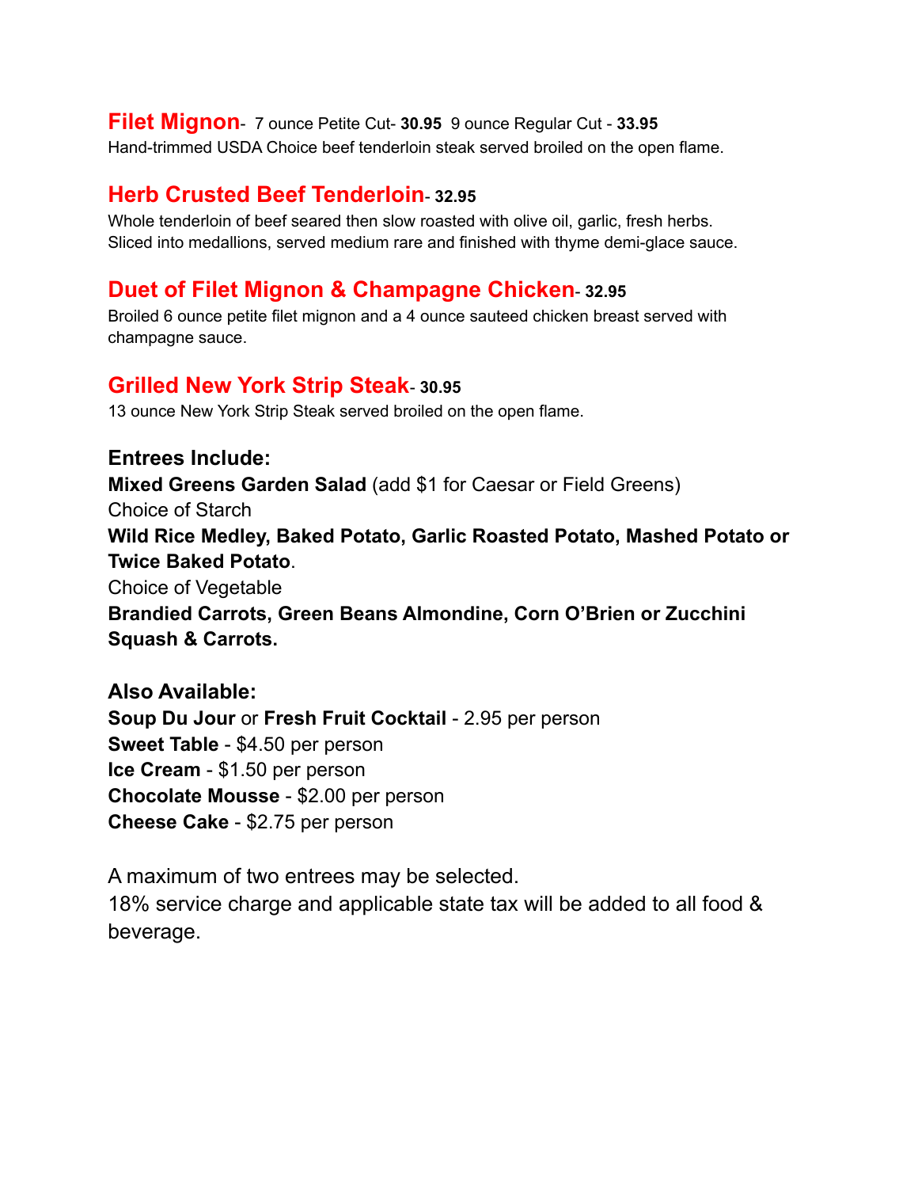## Filet Mignon- 7 ounce Petite Cut- **30.95** 9 ounce Regular Cut - **33.95**

Hand-trimmed USDA Choice beef tenderloin steak served broiled on the open flame.

## Herb Crusted Beef Tenderloin- 32.95

Whole tenderloin of beef seared then slow roasted with olive oil, garlic, fresh herbs. Sliced into medallions, served medium rare and finished with thyme demi-glace sauce.

## Duet of Filet Mignon & Champagne Chicken- 32.95

Broiled 6 ounce petite filet mignon and a 4 ounce sauteed chicken breast served with champagne sauce.

## Grilled New York Strip Steak- 30.95

13 ounce New York Strip Steak served broiled on the open flame.

**Entrees Include:**

**Mixed Greens Garden Salad** (add $1 for Caesar or Field Greens)

Choice of Starch

**Wild Rice Medley, Baked Potato, Garlic Roasted Potato, Mashed Potato or Twice Baked Potato**.

Choice of Vegetable

**Brandied Carrots, Green Beans Almondine, Corn O'Brien or Zucchini Squash & Carrots.**

**Also Available:**

**Soup Du Jour** or **Fresh Fruit Cocktail** - 2.95 per person

**Sweet Table** - $4.50 per person

**Ice Cream** - $1.50 per person

**Chocolate Mousse** - $2.00 per person

**Cheese Cake** - $2.75 per person

A maximum of two entrees may be selected.

18% service charge and applicable state tax will be added to all food & beverage.